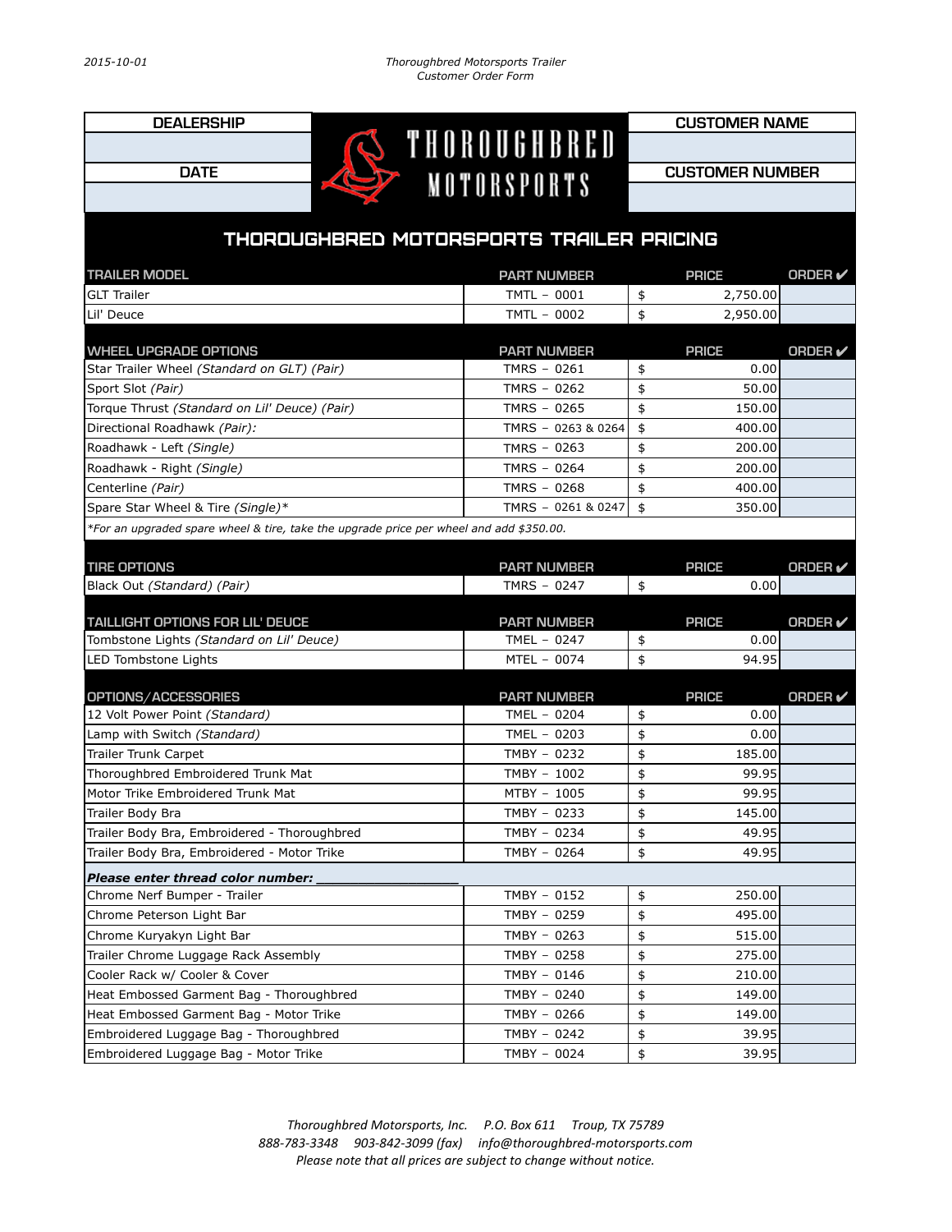2015-10-01

*Thoroughbred Motorsports Trailer*
*Customer Order Form*

| DEALERSHIP | THOROUGHBRED MOTORSPORTS | CUSTOMER NAME |
|---|---|---|
| | | |
| **DATE** | | **CUSTOMER NUMBER** |
| | | |

## THOROUGHBRED MOTORSPORTS TRAILER PRICING

| TRAILER MODEL | PART NUMBER | PRICE | ORDER ✔ |
|---|---|---|---|
| GLT Trailer | TMTL – 0001 | $ 2,750.00 | |
| Lil' Deuce | TMTL – 0002 | $ 2,950.00 | |

| WHEEL UPGRADE OPTIONS | PART NUMBER | PRICE | ORDER ✔ |
|---|---|---|---|
| Star Trailer Wheel *(Standard on GLT) (Pair)* | TMRS – 0261 | $ 0.00 | |
| Sport Slot *(Pair)* | TMRS – 0262 | $ 50.00 | |
| Torque Thrust *(Standard on Lil' Deuce) (Pair)* | TMRS – 0265 | $ 150.00 | |
| Directional Roadhawk *(Pair):* | TMRS – 0263 & 0264 | $ 400.00 | |
| Roadhawk - Left *(Single)* | TMRS – 0263 | $ 200.00 | |
| Roadhawk - Right *(Single)* | TMRS – 0264 | $ 200.00 | |
| Centerline *(Pair)* | TMRS – 0268 | $ 400.00 | |
| Spare Star Wheel & Tire *(Single)** | TMRS – 0261 & 0247 | $ 350.00 | |

*\*For an upgraded spare wheel & tire, take the upgrade price per wheel and add $350.00.*

| TIRE OPTIONS | PART NUMBER | PRICE | ORDER ✔ |
|---|---|---|---|
| Black Out *(Standard) (Pair)* | TMRS – 0247 | $ 0.00 | |

| TAILLIGHT OPTIONS FOR LIL' DEUCE | PART NUMBER | PRICE | ORDER ✔ |
|---|---|---|---|
| Tombstone Lights *(Standard on Lil' Deuce)* | TMEL – 0247 | $ 0.00 | |
| LED Tombstone Lights | MTEL – 0074 | $ 94.95 | |

| OPTIONS/ACCESSORIES | PART NUMBER | PRICE | ORDER ✔ |
|---|---|---|---|
| 12 Volt Power Point *(Standard)* | TMEL – 0204 | $ 0.00 | |
| Lamp with Switch *(Standard)* | TMEL – 0203 | $ 0.00 | |
| Trailer Trunk Carpet | TMBY – 0232 | $ 185.00 | |
| Thoroughbred Embroidered Trunk Mat | TMBY – 1002 | $ 99.95 | |
| Motor Trike Embroidered Trunk Mat | MTBY – 1005 | $ 99.95 | |
| Trailer Body Bra | TMBY – 0233 | $ 145.00 | |
| Trailer Body Bra, Embroidered - Thoroughbred | TMBY – 0234 | $ 49.95 | |
| Trailer Body Bra, Embroidered - Motor Trike | TMBY – 0264 | $ 49.95 | |
| ***Please enter thread color number: ___________________*** | | | |
| Chrome Nerf Bumper - Trailer | TMBY – 0152 | $ 250.00 | |
| Chrome Peterson Light Bar | TMBY – 0259 | $ 495.00 | |
| Chrome Kuryakyn Light Bar | TMBY – 0263 | $ 515.00 | |
| Trailer Chrome Luggage Rack Assembly | TMBY – 0258 | $ 275.00 | |
| Cooler Rack w/ Cooler & Cover | TMBY – 0146 | $ 210.00 | |
| Heat Embossed Garment Bag - Thoroughbred | TMBY – 0240 | $ 149.00 | |
| Heat Embossed Garment Bag - Motor Trike | TMBY – 0266 | $ 149.00 | |
| Embroidered Luggage Bag - Thoroughbred | TMBY – 0242 | $ 39.95 | |
| Embroidered Luggage Bag - Motor Trike | TMBY – 0024 | $ 39.95 | |

*Thoroughbred Motorsports, Inc. P.O. Box 611 Troup, TX 75789*
*888-783-3348 903-842-3099 (fax) info@thoroughbred-motorsports.com*
*Please note that all prices are subject to change without notice.*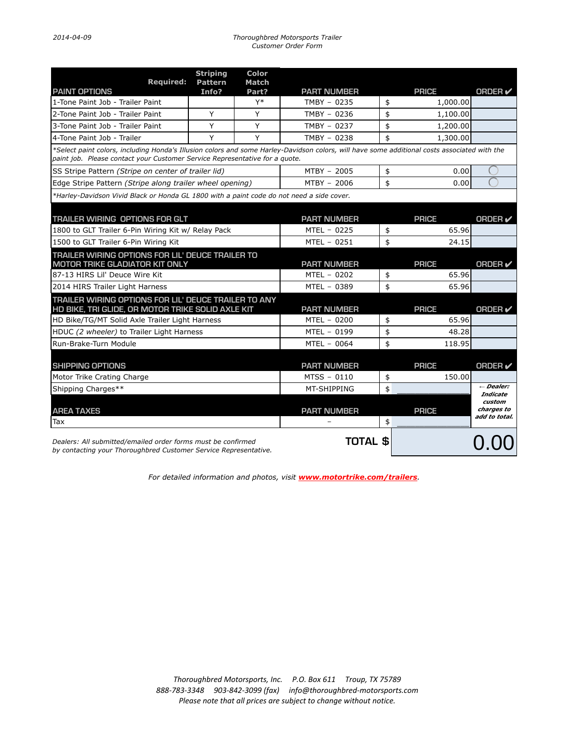Thoroughbred Motorsports Trailer
Customer Order Form

| PAINT OPTIONS — Required: | Striping Pattern Info? | Color Match Part? | PART NUMBER | PRICE | ORDER ✔ |
|---|---|---|---|---|---|
| 1-Tone Paint Job - Trailer Paint | | Y* | TMBY – 0235 | $ 1,000.00 | |
| 2-Tone Paint Job - Trailer Paint | Y | Y | TMBY – 0236 | $ 1,100.00 | |
| 3-Tone Paint Job - Trailer Paint | Y | Y | TMBY – 0237 | $ 1,200.00 | |
| 4-Tone Paint Job - Trailer | Y | Y | TMBY – 0238 | $ 1,300.00 | |

*Select paint colors, including Honda's Illusion colors and some Harley-Davidson colors, will have some additional costs associated with the paint job. Please contact your Customer Service Representative for a quote.*

| | PART NUMBER | PRICE | ORDER ✔ |
|---|---|---|---|
| SS Stripe Pattern *(Stripe on center of trailer lid)* | MTBY – 2005 | $ 0.00 | ◯ |
| Edge Stripe Pattern *(Stripe along trailer wheel opening)* | MTBY – 2006 | $ 0.00 | ◯ |

*Harley-Davidson Vivid Black or Honda GL 1800 with a paint code do not need a side cover.*

| TRAILER WIRING OPTIONS FOR GLT | PART NUMBER | PRICE | ORDER ✔ |
|---|---|---|---|
| 1800 to GLT Trailer 6-Pin Wiring Kit w/ Relay Pack | MTEL – 0225 | $ 65.96 | |
| 1500 to GLT Trailer 6-Pin Wiring Kit | MTEL – 0251 | $ 24.15 | |

| TRAILER WIRING OPTIONS FOR LIL' DEUCE TRAILER TO MOTOR TRIKE GLADIATOR KIT ONLY | PART NUMBER | PRICE | ORDER ✔ |
|---|---|---|---|
| 87-13 HIRS Lil' Deuce Wire Kit | MTEL – 0202 | $ 65.96 | |
| 2014 HIRS Trailer Light Harness | MTEL – 0389 | $ 65.96 | |

| TRAILER WIRING OPTIONS FOR LIL' DEUCE TRAILER TO ANY HD BIKE, TRI GLIDE, OR MOTOR TRIKE SOLID AXLE KIT | PART NUMBER | PRICE | ORDER ✔ |
|---|---|---|---|
| HD Bike/TG/MT Solid Axle Trailer Light Harness | MTEL – 0200 | $ 65.96 | |
| HDUC *(2 wheeler)* to Trailer Light Harness | MTEL – 0199 | $ 48.28 | |
| Run-Brake-Turn Module | MTEL – 0064 | $ 118.95 | |

| SHIPPING OPTIONS | PART NUMBER | PRICE | ORDER ✔ |
|---|---|---|---|
| Motor Trike Crating Charge | MTSS – 0110 | $ 150.00 | |
| Shipping Charges** | MT-SHIPPING | $ | ***← Dealer: Indicate custom charges to add to total.*** |

| AREA TAXES | PART NUMBER | PRICE |
|---|---|---|
| Tax | – | $ |

*Dealers: All submitted/emailed order forms must be confirmed by contacting your Thoroughbred Customer Service Representative.*

**TOTAL $** 0.00

*For detailed information and photos, visit **www.motortrike.com/trailers**.*

*Thoroughbred Motorsports, Inc. P.O. Box 611 Troup, TX 75789*
*888-783-3348 903-842-3099 (fax) info@thoroughbred-motorsports.com*
*Please note that all prices are subject to change without notice.*